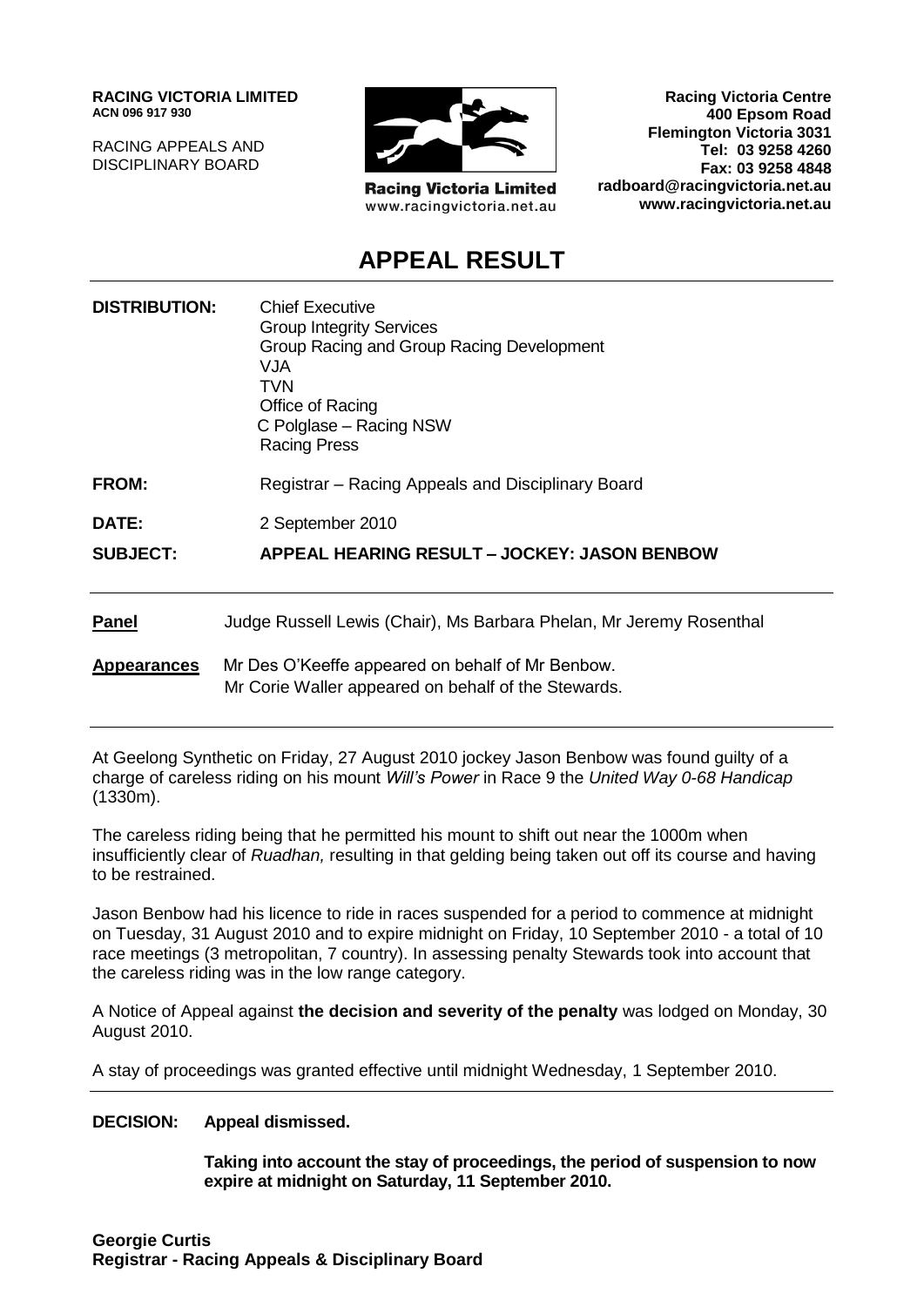**RACING VICTORIA LIMITED**
**ACN 096 917 930**

RACING APPEALS AND
DISCIPLINARY BOARD

Racing Victoria Limited
www.racingvictoria.net.au

**Racing Victoria Centre**
**400 Epsom Road**
**Flemington Victoria 3031**
**Tel: 03 9258 4260**
**Fax: 03 9258 4848**
**radboard@racingvictoria.net.au**
**www.racingvictoria.net.au**

# APPEAL RESULT

**DISTRIBUTION:** Chief Executive
Group Integrity Services
Group Racing and Group Racing Development
VJA
TVN
Office of Racing
C Polglase – Racing NSW
Racing Press

**FROM:** Registrar – Racing Appeals and Disciplinary Board

**DATE:** 2 September 2010

**SUBJECT:** **APPEAL HEARING RESULT – JOCKEY: JASON BENBOW**

---

**Panel** Judge Russell Lewis (Chair), Ms Barbara Phelan, Mr Jeremy Rosenthal

**Appearances** Mr Des O'Keeffe appeared on behalf of Mr Benbow.
Mr Corie Waller appeared on behalf of the Stewards.

---

At Geelong Synthetic on Friday, 27 August 2010 jockey Jason Benbow was found guilty of a charge of careless riding on his mount *Will's Power* in Race 9 the *United Way 0-68 Handicap* (1330m).

The careless riding being that he permitted his mount to shift out near the 1000m when insufficiently clear of *Ruadhan,* resulting in that gelding being taken out off its course and having to be restrained.

Jason Benbow had his licence to ride in races suspended for a period to commence at midnight on Tuesday, 31 August 2010 and to expire midnight on Friday, 10 September 2010 - a total of 10 race meetings (3 metropolitan, 7 country). In assessing penalty Stewards took into account that the careless riding was in the low range category.

A Notice of Appeal against **the decision and severity of the penalty** was lodged on Monday, 30 August 2010.

A stay of proceedings was granted effective until midnight Wednesday, 1 September 2010.

---

**DECISION: Appeal dismissed.**

**Taking into account the stay of proceedings, the period of suspension to now expire at midnight on Saturday, 11 September 2010.**

**Georgie Curtis**
**Registrar - Racing Appeals & Disciplinary Board**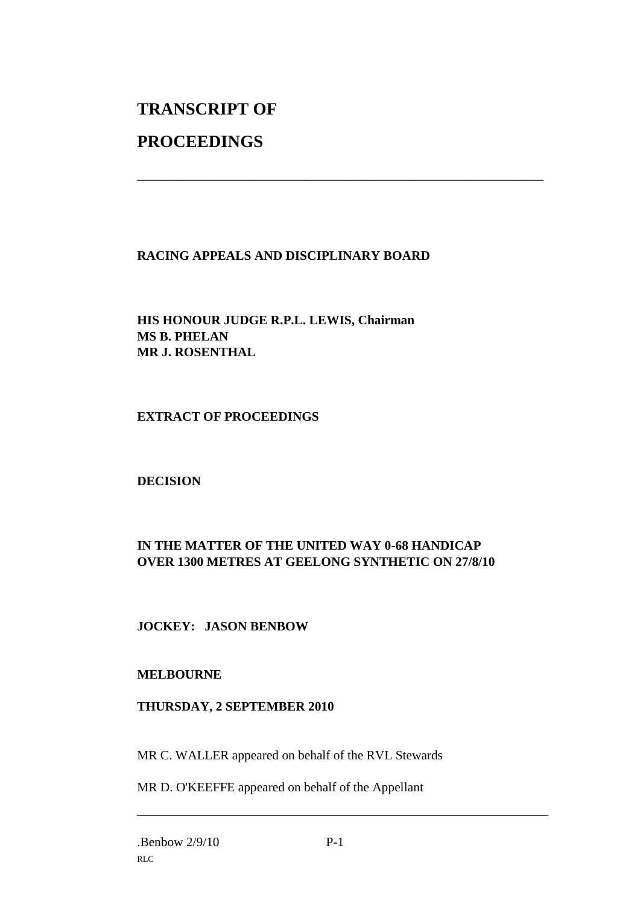# TRANSCRIPT OF

# PROCEEDINGS

---

**RACING APPEALS AND DISCIPLINARY BOARD**

**HIS HONOUR JUDGE R.P.L. LEWIS, Chairman**
**MS B. PHELAN**
**MR J. ROSENTHAL**

**EXTRACT OF PROCEEDINGS**

**DECISION**

**IN THE MATTER OF THE UNITED WAY 0-68 HANDICAP OVER 1300 METRES AT GEELONG SYNTHETIC ON 27/8/10**

**JOCKEY: JASON BENBOW**

**MELBOURNE**

**THURSDAY, 2 SEPTEMBER 2010**

MR C. WALLER appeared on behalf of the RVL Stewards

MR D. O'KEEFFE appeared on behalf of the Appellant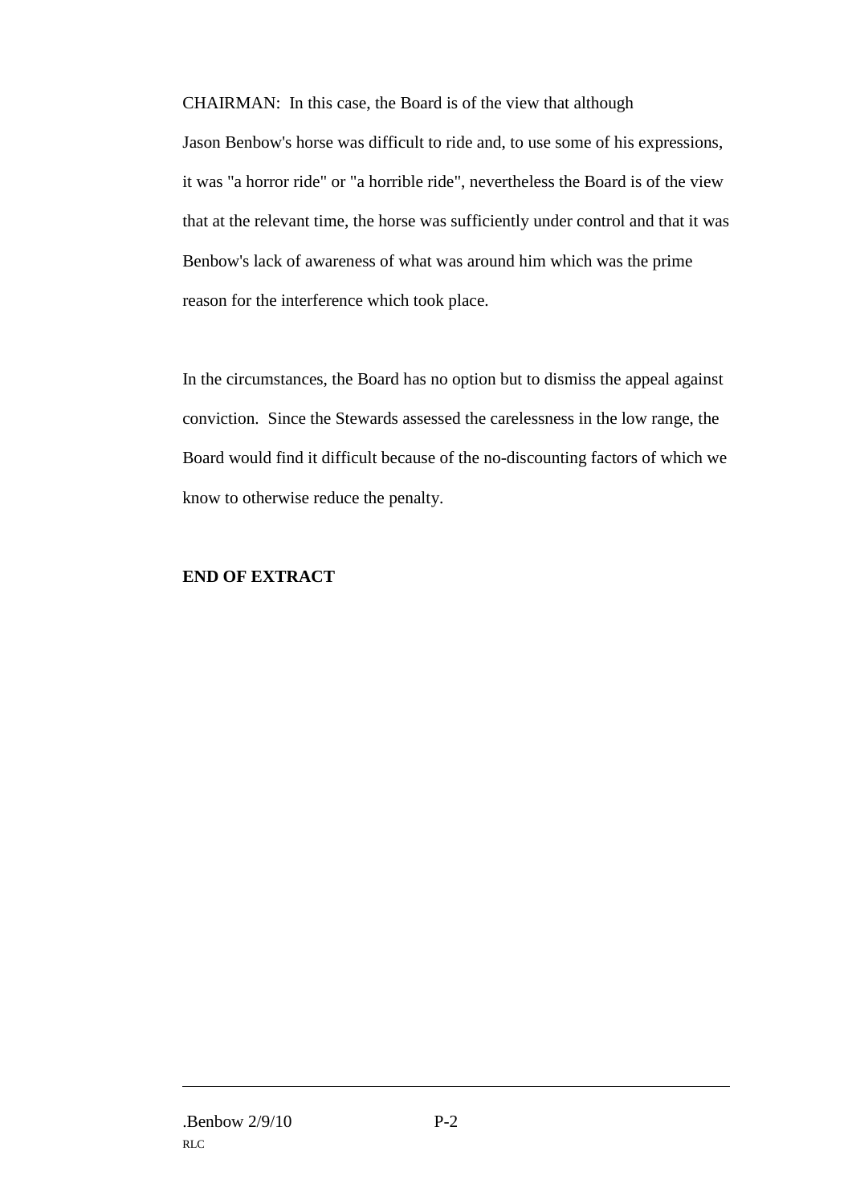CHAIRMAN: In this case, the Board is of the view that although Jason Benbow's horse was difficult to ride and, to use some of his expressions, it was "a horror ride" or "a horrible ride", nevertheless the Board is of the view that at the relevant time, the horse was sufficiently under control and that it was Benbow's lack of awareness of what was around him which was the prime reason for the interference which took place.

In the circumstances, the Board has no option but to dismiss the appeal against conviction. Since the Stewards assessed the carelessness in the low range, the Board would find it difficult because of the no-discounting factors of which we know to otherwise reduce the penalty.

**END OF EXTRACT**